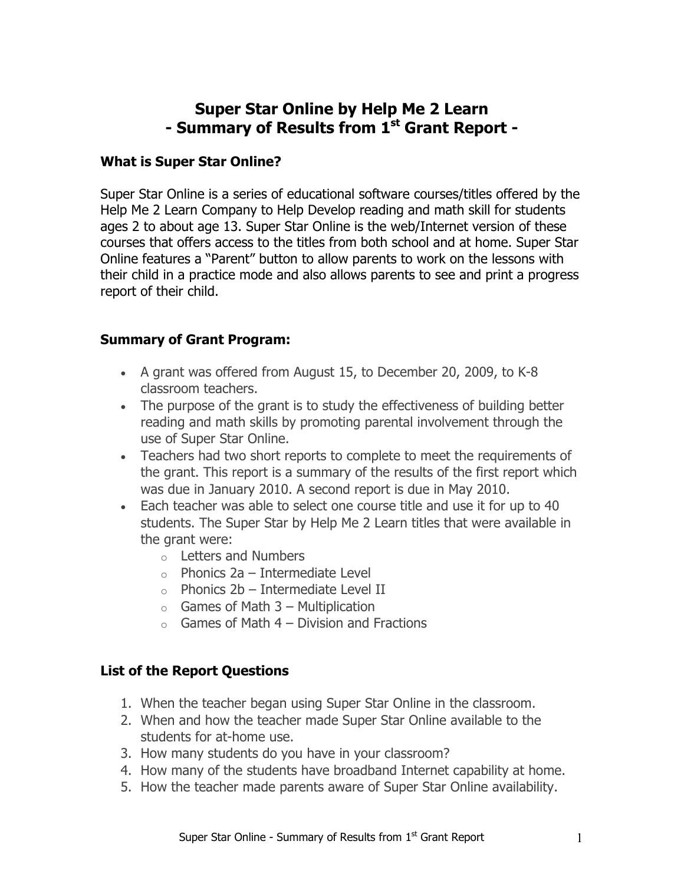# Super Star Online by Help Me 2 Learn
# - Summary of Results from 1st Grant Report -

### What is Super Star Online?

Super Star Online is a series of educational software courses/titles offered by the Help Me 2 Learn Company to Help Develop reading and math skill for students ages 2 to about age 13. Super Star Online is the web/Internet version of these courses that offers access to the titles from both school and at home. Super Star Online features a "Parent" button to allow parents to work on the lessons with their child in a practice mode and also allows parents to see and print a progress report of their child.

### Summary of Grant Program:

- A grant was offered from August 15, to December 20, 2009, to K-8 classroom teachers.
- The purpose of the grant is to study the effectiveness of building better reading and math skills by promoting parental involvement through the use of Super Star Online.
- Teachers had two short reports to complete to meet the requirements of the grant. This report is a summary of the results of the first report which was due in January 2010. A second report is due in May 2010.
- Each teacher was able to select one course title and use it for up to 40 students. The Super Star by Help Me 2 Learn titles that were available in the grant were:
  - Letters and Numbers
  - Phonics 2a – Intermediate Level
  - Phonics 2b – Intermediate Level II
  - Games of Math 3 – Multiplication
  - Games of Math 4 – Division and Fractions

### List of the Report Questions

1. When the teacher began using Super Star Online in the classroom.
2. When and how the teacher made Super Star Online available to the students for at-home use.
3. How many students do you have in your classroom?
4. How many of the students have broadband Internet capability at home.
5. How the teacher made parents aware of Super Star Online availability.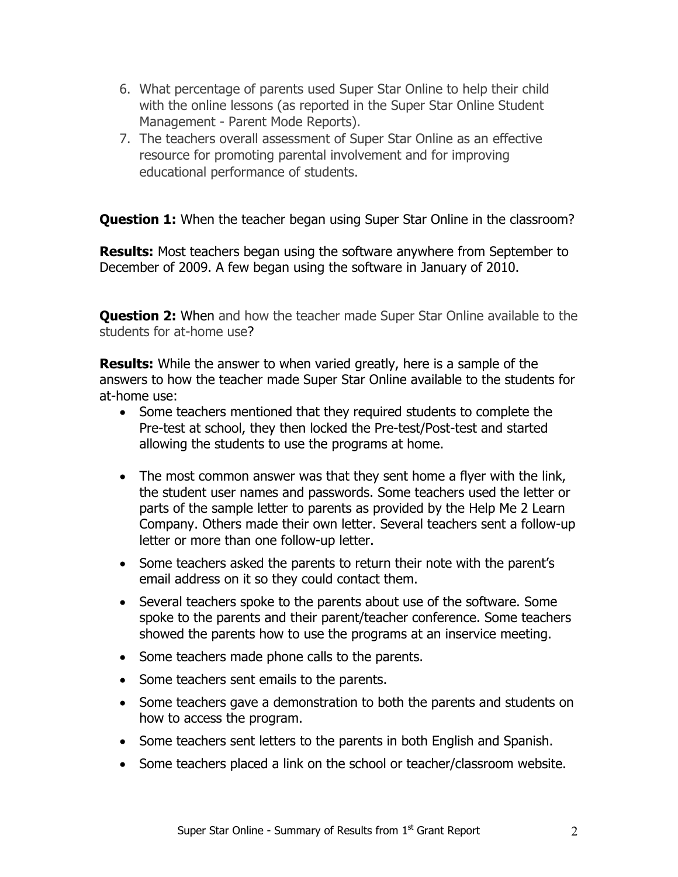6. What percentage of parents used Super Star Online to help their child with the online lessons (as reported in the Super Star Online Student Management - Parent Mode Reports).
7. The teachers overall assessment of Super Star Online as an effective resource for promoting parental involvement and for improving educational performance of students.

**Question 1:** When the teacher began using Super Star Online in the classroom?

**Results:** Most teachers began using the software anywhere from September to December of 2009. A few began using the software in January of 2010.

**Question 2:** When and how the teacher made Super Star Online available to the students for at-home use?

**Results:** While the answer to when varied greatly, here is a sample of the answers to how the teacher made Super Star Online available to the students for at-home use:

- Some teachers mentioned that they required students to complete the Pre-test at school, they then locked the Pre-test/Post-test and started allowing the students to use the programs at home.
- The most common answer was that they sent home a flyer with the link, the student user names and passwords. Some teachers used the letter or parts of the sample letter to parents as provided by the Help Me 2 Learn Company. Others made their own letter. Several teachers sent a follow-up letter or more than one follow-up letter.
- Some teachers asked the parents to return their note with the parent's email address on it so they could contact them.
- Several teachers spoke to the parents about use of the software. Some spoke to the parents and their parent/teacher conference. Some teachers showed the parents how to use the programs at an inservice meeting.
- Some teachers made phone calls to the parents.
- Some teachers sent emails to the parents.
- Some teachers gave a demonstration to both the parents and students on how to access the program.
- Some teachers sent letters to the parents in both English and Spanish.
- Some teachers placed a link on the school or teacher/classroom website.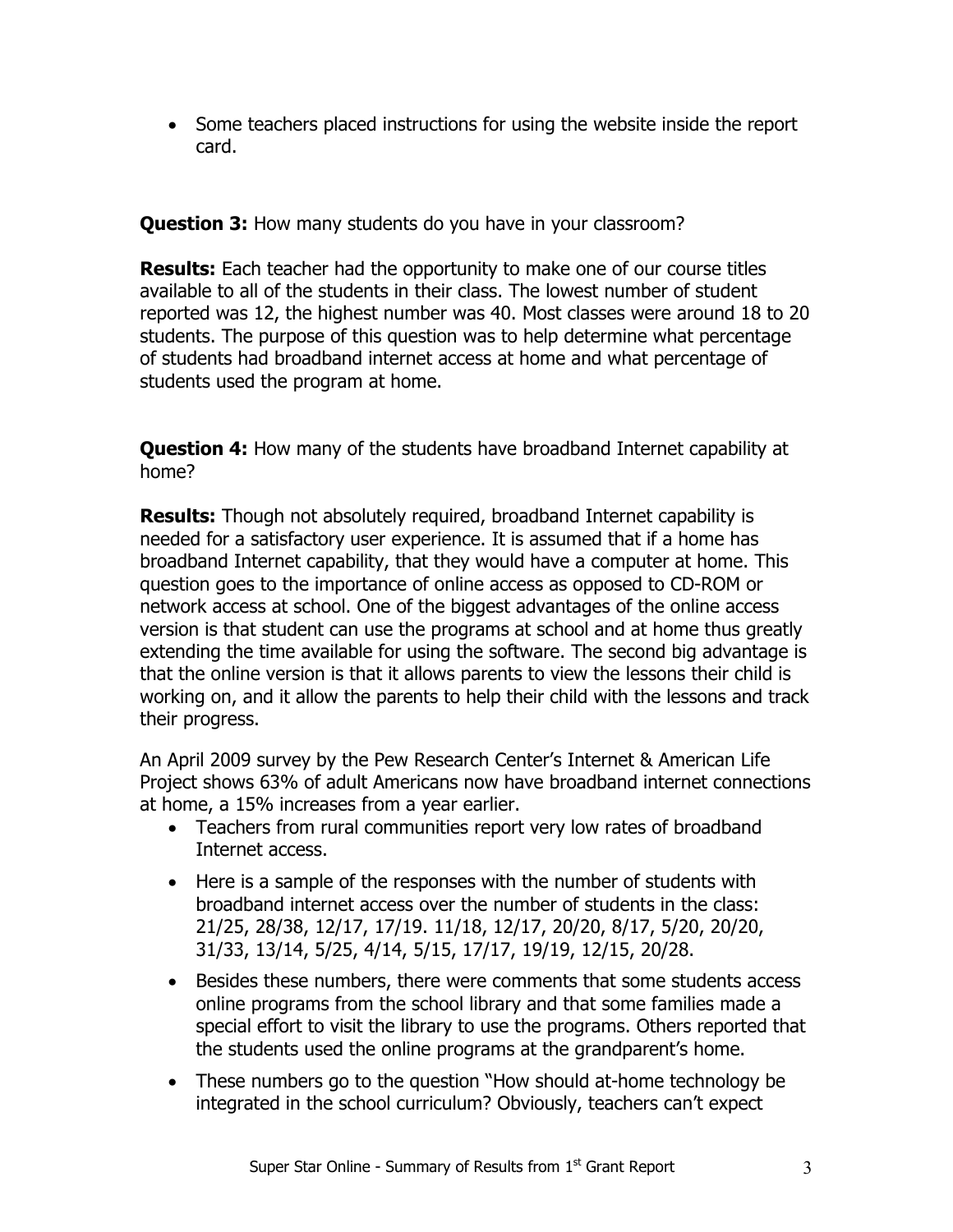- Some teachers placed instructions for using the website inside the report card.

**Question 3:** How many students do you have in your classroom?

**Results:** Each teacher had the opportunity to make one of our course titles available to all of the students in their class. The lowest number of student reported was 12, the highest number was 40. Most classes were around 18 to 20 students. The purpose of this question was to help determine what percentage of students had broadband internet access at home and what percentage of students used the program at home.

**Question 4:** How many of the students have broadband Internet capability at home?

**Results:** Though not absolutely required, broadband Internet capability is needed for a satisfactory user experience. It is assumed that if a home has broadband Internet capability, that they would have a computer at home. This question goes to the importance of online access as opposed to CD-ROM or network access at school. One of the biggest advantages of the online access version is that student can use the programs at school and at home thus greatly extending the time available for using the software. The second big advantage is that the online version is that it allows parents to view the lessons their child is working on, and it allow the parents to help their child with the lessons and track their progress.

An April 2009 survey by the Pew Research Center's Internet & American Life Project shows 63% of adult Americans now have broadband internet connections at home, a 15% increases from a year earlier.

- Teachers from rural communities report very low rates of broadband Internet access.
- Here is a sample of the responses with the number of students with broadband internet access over the number of students in the class: 21/25, 28/38, 12/17, 17/19. 11/18, 12/17, 20/20, 8/17, 5/20, 20/20, 31/33, 13/14, 5/25, 4/14, 5/15, 17/17, 19/19, 12/15, 20/28.
- Besides these numbers, there were comments that some students access online programs from the school library and that some families made a special effort to visit the library to use the programs. Others reported that the students used the online programs at the grandparent's home.
- These numbers go to the question "How should at-home technology be integrated in the school curriculum? Obviously, teachers can't expect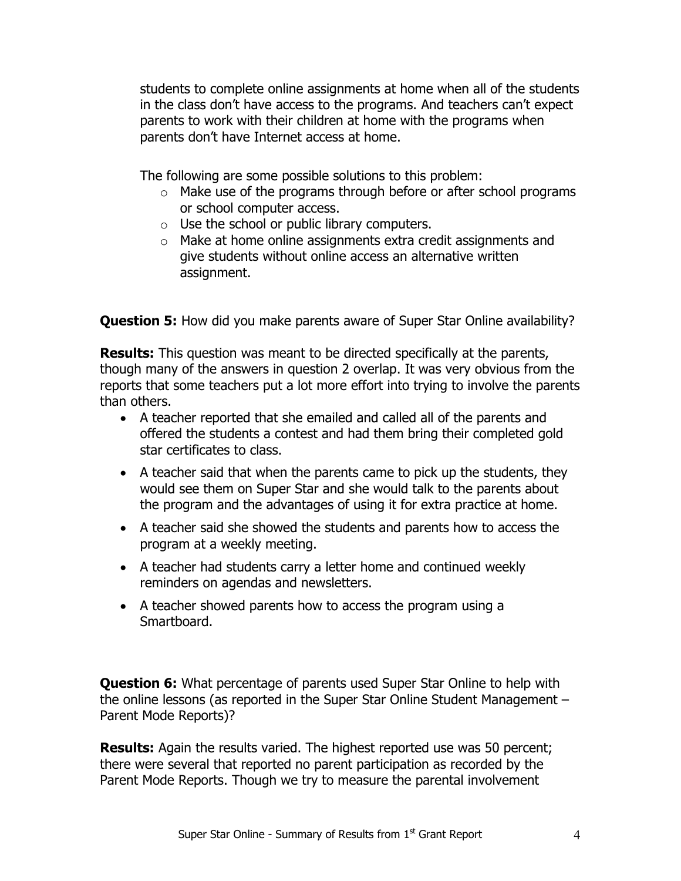students to complete online assignments at home when all of the students in the class don't have access to the programs. And teachers can't expect parents to work with their children at home with the programs when parents don't have Internet access at home.

The following are some possible solutions to this problem:

- Make use of the programs through before or after school programs or school computer access.
- Use the school or public library computers.
- Make at home online assignments extra credit assignments and give students without online access an alternative written assignment.

**Question 5:** How did you make parents aware of Super Star Online availability?

**Results:** This question was meant to be directed specifically at the parents, though many of the answers in question 2 overlap. It was very obvious from the reports that some teachers put a lot more effort into trying to involve the parents than others.

- A teacher reported that she emailed and called all of the parents and offered the students a contest and had them bring their completed gold star certificates to class.
- A teacher said that when the parents came to pick up the students, they would see them on Super Star and she would talk to the parents about the program and the advantages of using it for extra practice at home.
- A teacher said she showed the students and parents how to access the program at a weekly meeting.
- A teacher had students carry a letter home and continued weekly reminders on agendas and newsletters.
- A teacher showed parents how to access the program using a Smartboard.

**Question 6:** What percentage of parents used Super Star Online to help with the online lessons (as reported in the Super Star Online Student Management – Parent Mode Reports)?

**Results:** Again the results varied. The highest reported use was 50 percent; there were several that reported no parent participation as recorded by the Parent Mode Reports. Though we try to measure the parental involvement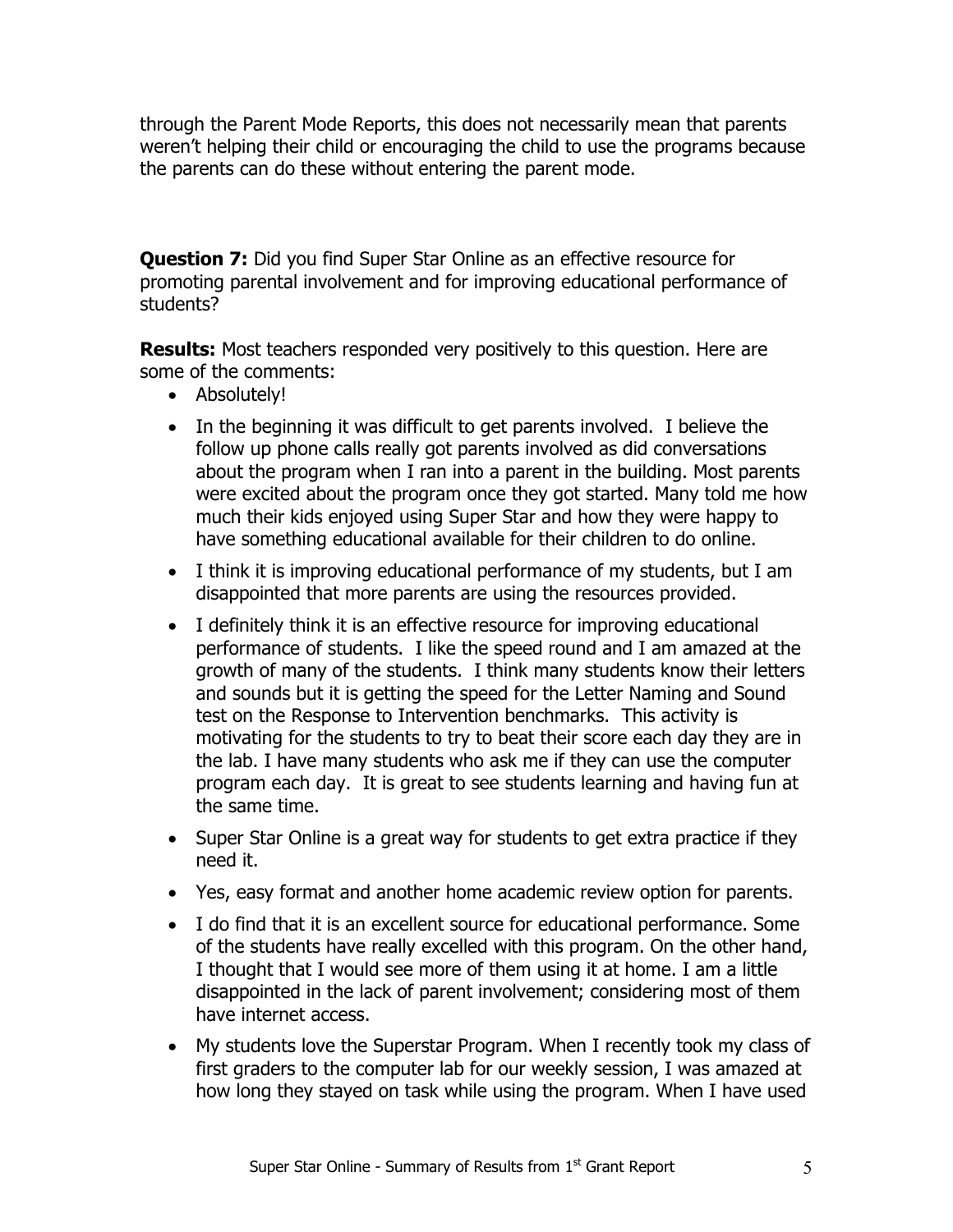through the Parent Mode Reports, this does not necessarily mean that parents weren't helping their child or encouraging the child to use the programs because the parents can do these without entering the parent mode.

**Question 7:** Did you find Super Star Online as an effective resource for promoting parental involvement and for improving educational performance of students?

**Results:** Most teachers responded very positively to this question. Here are some of the comments:

- Absolutely!
- In the beginning it was difficult to get parents involved. I believe the follow up phone calls really got parents involved as did conversations about the program when I ran into a parent in the building. Most parents were excited about the program once they got started. Many told me how much their kids enjoyed using Super Star and how they were happy to have something educational available for their children to do online.
- I think it is improving educational performance of my students, but I am disappointed that more parents are using the resources provided.
- I definitely think it is an effective resource for improving educational performance of students. I like the speed round and I am amazed at the growth of many of the students. I think many students know their letters and sounds but it is getting the speed for the Letter Naming and Sound test on the Response to Intervention benchmarks. This activity is motivating for the students to try to beat their score each day they are in the lab. I have many students who ask me if they can use the computer program each day. It is great to see students learning and having fun at the same time.
- Super Star Online is a great way for students to get extra practice if they need it.
- Yes, easy format and another home academic review option for parents.
- I do find that it is an excellent source for educational performance. Some of the students have really excelled with this program. On the other hand, I thought that I would see more of them using it at home. I am a little disappointed in the lack of parent involvement; considering most of them have internet access.
- My students love the Superstar Program. When I recently took my class of first graders to the computer lab for our weekly session, I was amazed at how long they stayed on task while using the program. When I have used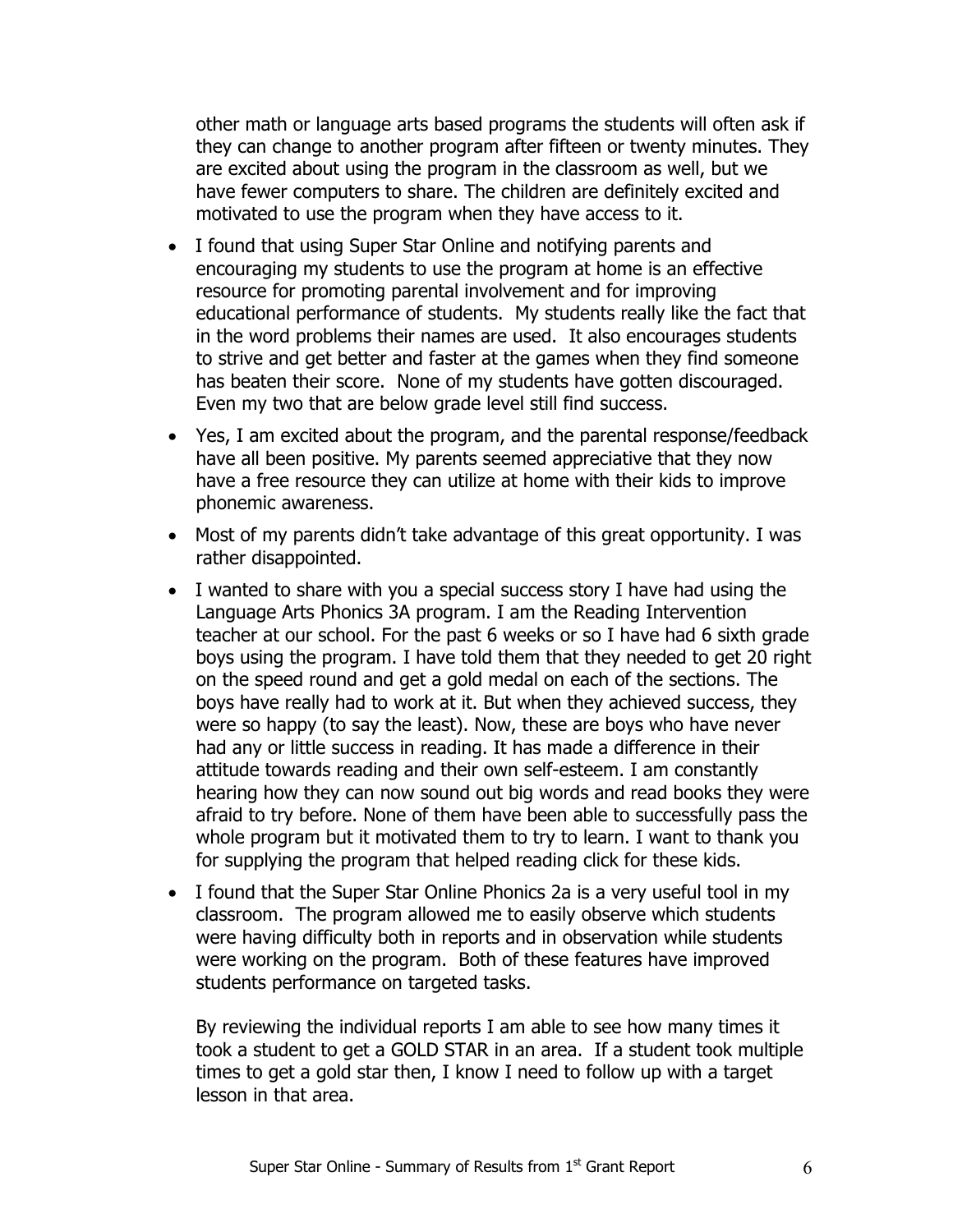other math or language arts based programs the students will often ask if they can change to another program after fifteen or twenty minutes. They are excited about using the program in the classroom as well, but we have fewer computers to share. The children are definitely excited and motivated to use the program when they have access to it.

- I found that using Super Star Online and notifying parents and encouraging my students to use the program at home is an effective resource for promoting parental involvement and for improving educational performance of students. My students really like the fact that in the word problems their names are used. It also encourages students to strive and get better and faster at the games when they find someone has beaten their score. None of my students have gotten discouraged. Even my two that are below grade level still find success.
- Yes, I am excited about the program, and the parental response/feedback have all been positive. My parents seemed appreciative that they now have a free resource they can utilize at home with their kids to improve phonemic awareness.
- Most of my parents didn't take advantage of this great opportunity. I was rather disappointed.
- I wanted to share with you a special success story I have had using the Language Arts Phonics 3A program. I am the Reading Intervention teacher at our school. For the past 6 weeks or so I have had 6 sixth grade boys using the program. I have told them that they needed to get 20 right on the speed round and get a gold medal on each of the sections. The boys have really had to work at it. But when they achieved success, they were so happy (to say the least). Now, these are boys who have never had any or little success in reading. It has made a difference in their attitude towards reading and their own self-esteem. I am constantly hearing how they can now sound out big words and read books they were afraid to try before. None of them have been able to successfully pass the whole program but it motivated them to try to learn. I want to thank you for supplying the program that helped reading click for these kids.
- I found that the Super Star Online Phonics 2a is a very useful tool in my classroom. The program allowed me to easily observe which students were having difficulty both in reports and in observation while students were working on the program. Both of these features have improved students performance on targeted tasks.

  By reviewing the individual reports I am able to see how many times it took a student to get a GOLD STAR in an area. If a student took multiple times to get a gold star then, I know I need to follow up with a target lesson in that area.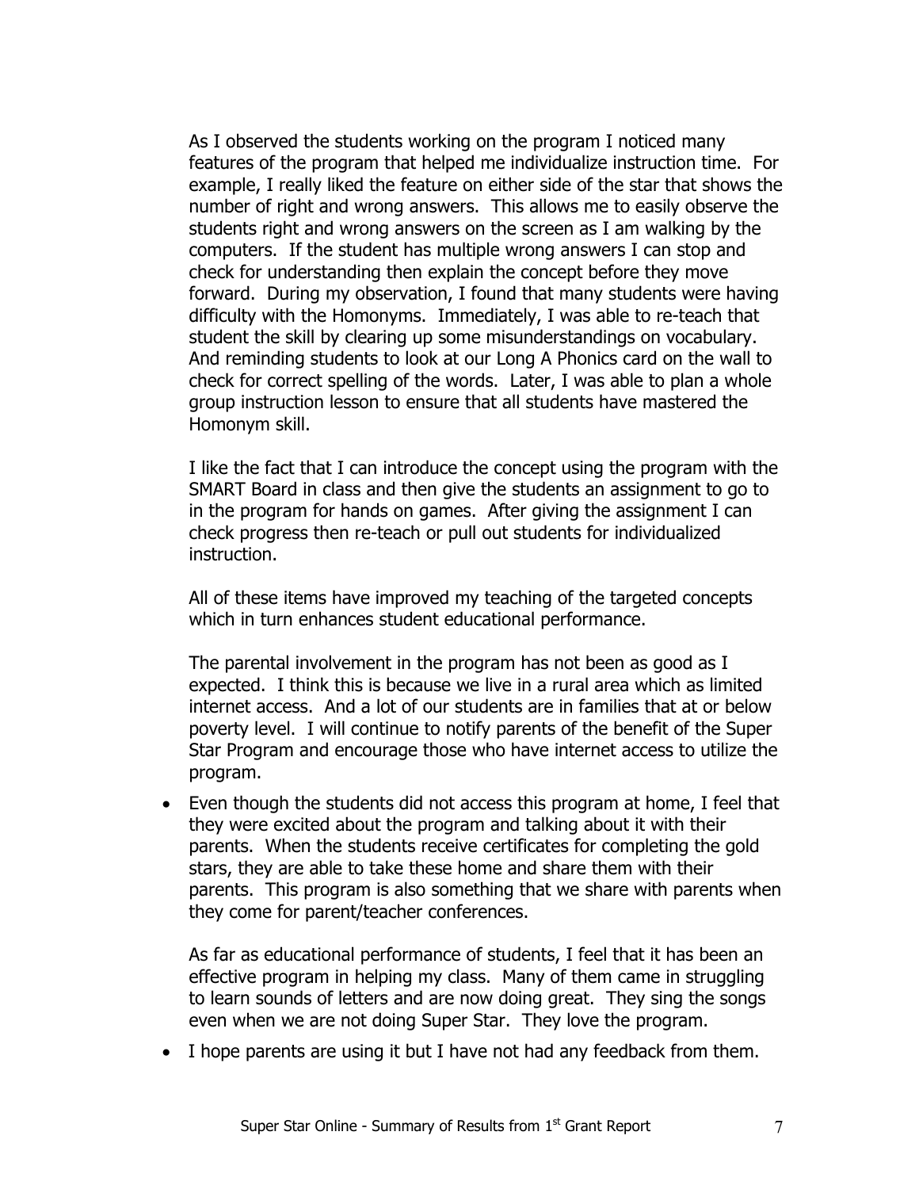As I observed the students working on the program I noticed many features of the program that helped me individualize instruction time. For example, I really liked the feature on either side of the star that shows the number of right and wrong answers. This allows me to easily observe the students right and wrong answers on the screen as I am walking by the computers. If the student has multiple wrong answers I can stop and check for understanding then explain the concept before they move forward. During my observation, I found that many students were having difficulty with the Homonyms. Immediately, I was able to re-teach that student the skill by clearing up some misunderstandings on vocabulary. And reminding students to look at our Long A Phonics card on the wall to check for correct spelling of the words. Later, I was able to plan a whole group instruction lesson to ensure that all students have mastered the Homonym skill.

I like the fact that I can introduce the concept using the program with the SMART Board in class and then give the students an assignment to go to in the program for hands on games. After giving the assignment I can check progress then re-teach or pull out students for individualized instruction.

All of these items have improved my teaching of the targeted concepts which in turn enhances student educational performance.

The parental involvement in the program has not been as good as I expected. I think this is because we live in a rural area which as limited internet access. And a lot of our students are in families that at or below poverty level. I will continue to notify parents of the benefit of the Super Star Program and encourage those who have internet access to utilize the program.

- Even though the students did not access this program at home, I feel that they were excited about the program and talking about it with their parents. When the students receive certificates for completing the gold stars, they are able to take these home and share them with their parents. This program is also something that we share with parents when they come for parent/teacher conferences.

  As far as educational performance of students, I feel that it has been an effective program in helping my class. Many of them came in struggling to learn sounds of letters and are now doing great. They sing the songs even when we are not doing Super Star. They love the program.

- I hope parents are using it but I have not had any feedback from them.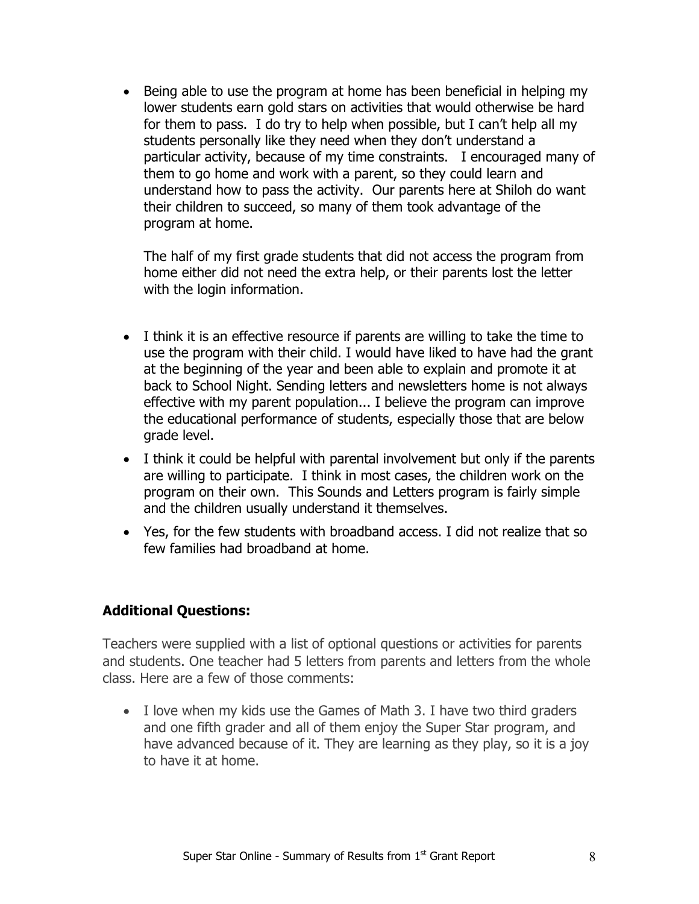- Being able to use the program at home has been beneficial in helping my lower students earn gold stars on activities that would otherwise be hard for them to pass. I do try to help when possible, but I can't help all my students personally like they need when they don't understand a particular activity, because of my time constraints. I encouraged many of them to go home and work with a parent, so they could learn and understand how to pass the activity. Our parents here at Shiloh do want their children to succeed, so many of them took advantage of the program at home.

  The half of my first grade students that did not access the program from home either did not need the extra help, or their parents lost the letter with the login information.

- I think it is an effective resource if parents are willing to take the time to use the program with their child. I would have liked to have had the grant at the beginning of the year and been able to explain and promote it at back to School Night. Sending letters and newsletters home is not always effective with my parent population... I believe the program can improve the educational performance of students, especially those that are below grade level.
- I think it could be helpful with parental involvement but only if the parents are willing to participate. I think in most cases, the children work on the program on their own. This Sounds and Letters program is fairly simple and the children usually understand it themselves.
- Yes, for the few students with broadband access. I did not realize that so few families had broadband at home.

### Additional Questions:

Teachers were supplied with a list of optional questions or activities for parents and students. One teacher had 5 letters from parents and letters from the whole class. Here are a few of those comments:

- I love when my kids use the Games of Math 3. I have two third graders and one fifth grader and all of them enjoy the Super Star program, and have advanced because of it. They are learning as they play, so it is a joy to have it at home.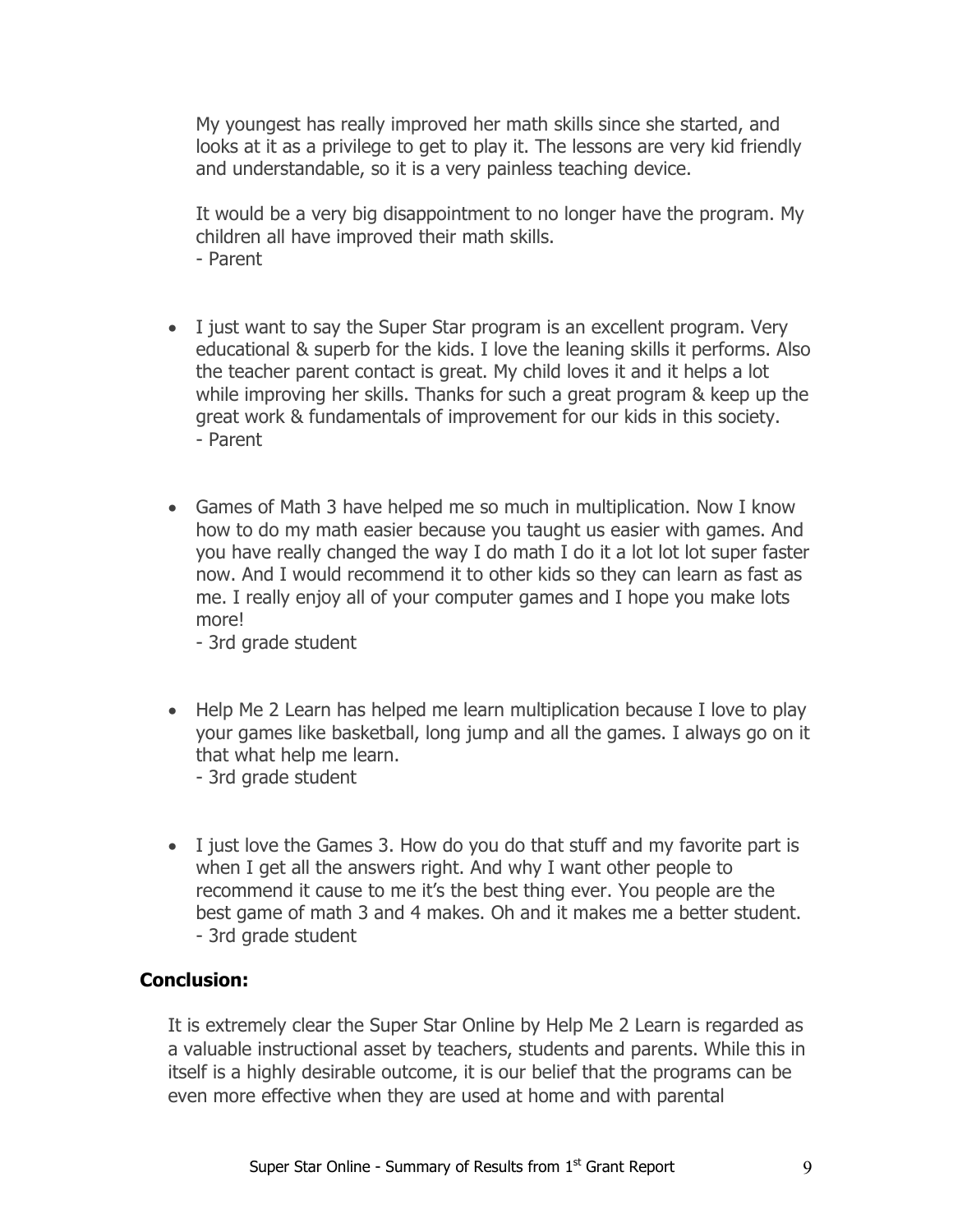My youngest has really improved her math skills since she started, and looks at it as a privilege to get to play it. The lessons are very kid friendly and understandable, so it is a very painless teaching device.

It would be a very big disappointment to no longer have the program. My children all have improved their math skills.
- Parent

- I just want to say the Super Star program is an excellent program. Very educational & superb for the kids. I love the leaning skills it performs. Also the teacher parent contact is great. My child loves it and it helps a lot while improving her skills. Thanks for such a great program & keep up the great work & fundamentals of improvement for our kids in this society.
  - Parent

- Games of Math 3 have helped me so much in multiplication. Now I know how to do my math easier because you taught us easier with games. And you have really changed the way I do math I do it a lot lot lot super faster now. And I would recommend it to other kids so they can learn as fast as me. I really enjoy all of your computer games and I hope you make lots more!
  - 3rd grade student

- Help Me 2 Learn has helped me learn multiplication because I love to play your games like basketball, long jump and all the games. I always go on it that what help me learn.
  - 3rd grade student

- I just love the Games 3. How do you do that stuff and my favorite part is when I get all the answers right. And why I want other people to recommend it cause to me it's the best thing ever. You people are the best game of math 3 and 4 makes. Oh and it makes me a better student.
  - 3rd grade student

### Conclusion:

It is extremely clear the Super Star Online by Help Me 2 Learn is regarded as a valuable instructional asset by teachers, students and parents. While this in itself is a highly desirable outcome, it is our belief that the programs can be even more effective when they are used at home and with parental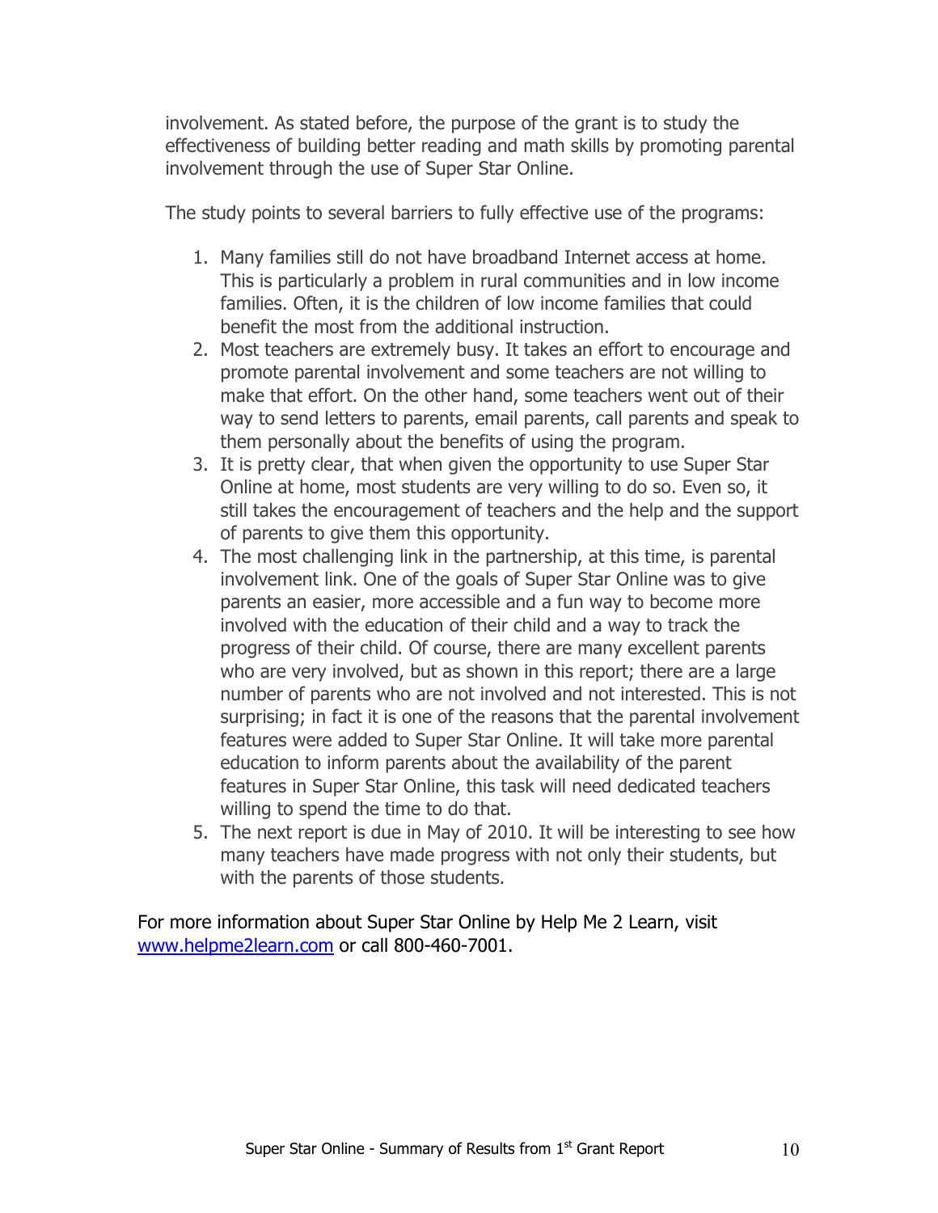involvement. As stated before, the purpose of the grant is to study the effectiveness of building better reading and math skills by promoting parental involvement through the use of Super Star Online.

The study points to several barriers to fully effective use of the programs:

1. Many families still do not have broadband Internet access at home. This is particularly a problem in rural communities and in low income families. Often, it is the children of low income families that could benefit the most from the additional instruction.
2. Most teachers are extremely busy. It takes an effort to encourage and promote parental involvement and some teachers are not willing to make that effort. On the other hand, some teachers went out of their way to send letters to parents, email parents, call parents and speak to them personally about the benefits of using the program.
3. It is pretty clear, that when given the opportunity to use Super Star Online at home, most students are very willing to do so. Even so, it still takes the encouragement of teachers and the help and the support of parents to give them this opportunity.
4. The most challenging link in the partnership, at this time, is parental involvement link. One of the goals of Super Star Online was to give parents an easier, more accessible and a fun way to become more involved with the education of their child and a way to track the progress of their child. Of course, there are many excellent parents who are very involved, but as shown in this report; there are a large number of parents who are not involved and not interested. This is not surprising; in fact it is one of the reasons that the parental involvement features were added to Super Star Online. It will take more parental education to inform parents about the availability of the parent features in Super Star Online, this task will need dedicated teachers willing to spend the time to do that.
5. The next report is due in May of 2010. It will be interesting to see how many teachers have made progress with not only their students, but with the parents of those students.

For more information about Super Star Online by Help Me 2 Learn, visit [www.helpme2learn.com](http://www.helpme2learn.com) or call 800-460-7001.